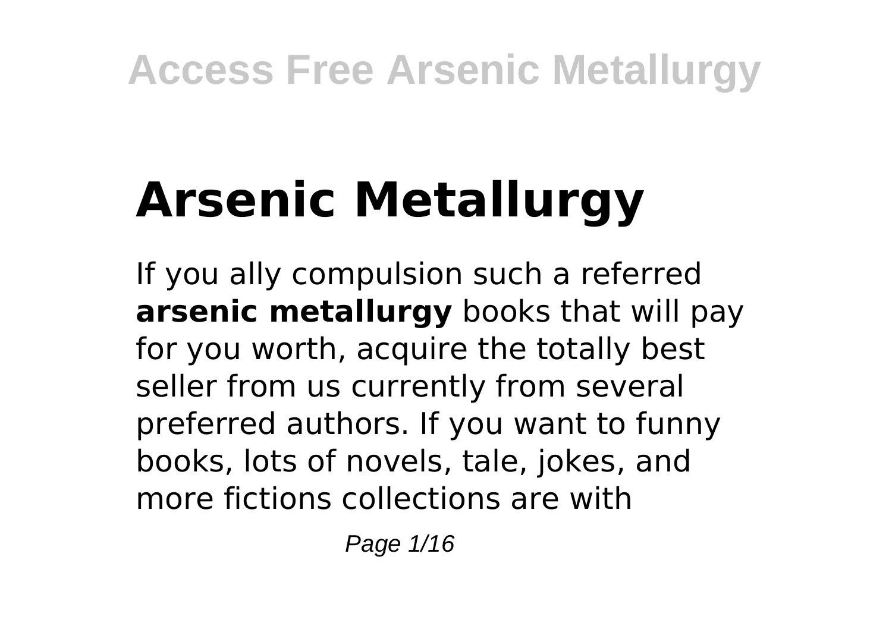# Arsenic Metallurgy

If you ally compulsion such a referred **arsenic metallurgy** books that will pay for you worth, acquire the totally best seller from us currently from several preferred authors. If you want to funny books, lots of novels, tale, jokes, and more fictions collections are with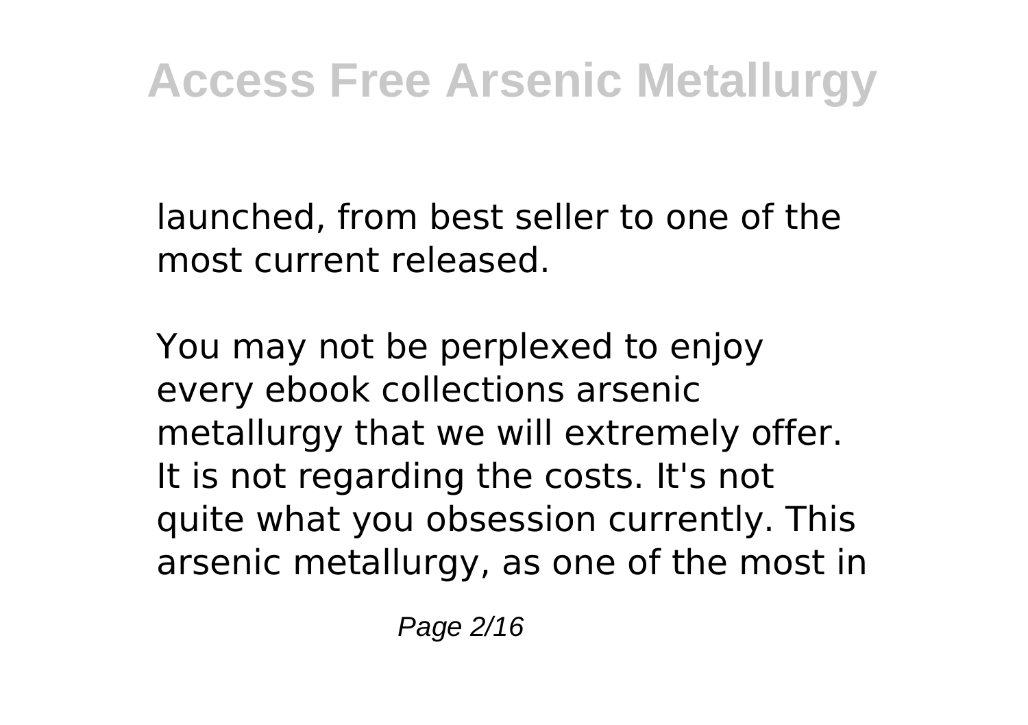launched, from best seller to one of the most current released.

You may not be perplexed to enjoy every ebook collections arsenic metallurgy that we will extremely offer. It is not regarding the costs. It's not quite what you obsession currently. This arsenic metallurgy, as one of the most in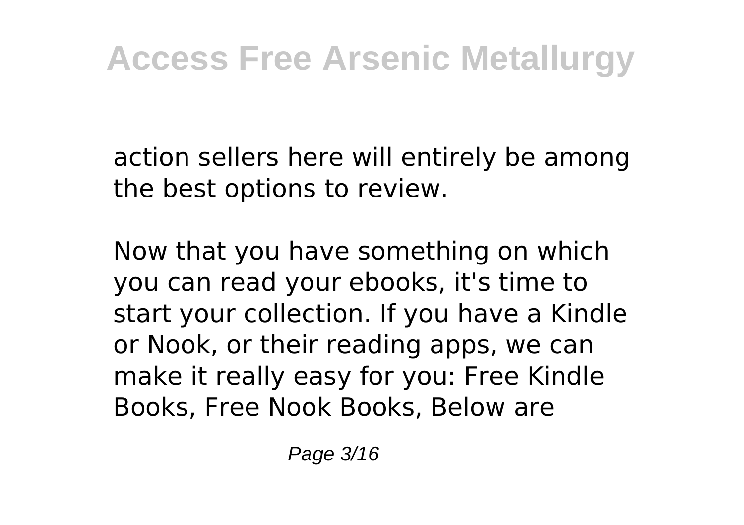action sellers here will entirely be among the best options to review.

Now that you have something on which you can read your ebooks, it's time to start your collection. If you have a Kindle or Nook, or their reading apps, we can make it really easy for you: Free Kindle Books, Free Nook Books, Below are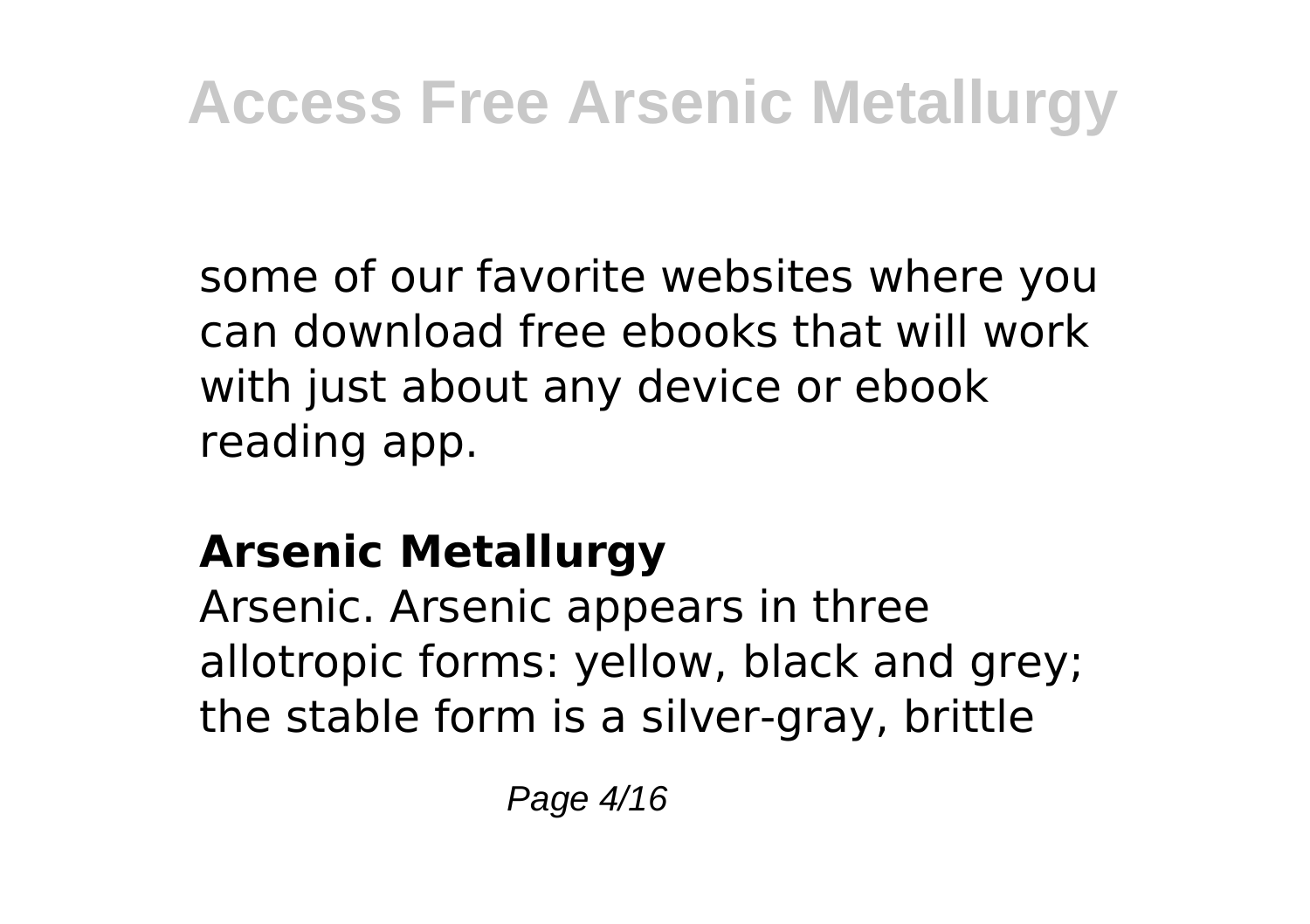some of our favorite websites where you can download free ebooks that will work with just about any device or ebook reading app.

## Arsenic Metallurgy

Arsenic. Arsenic appears in three allotropic forms: yellow, black and grey; the stable form is a silver-gray, brittle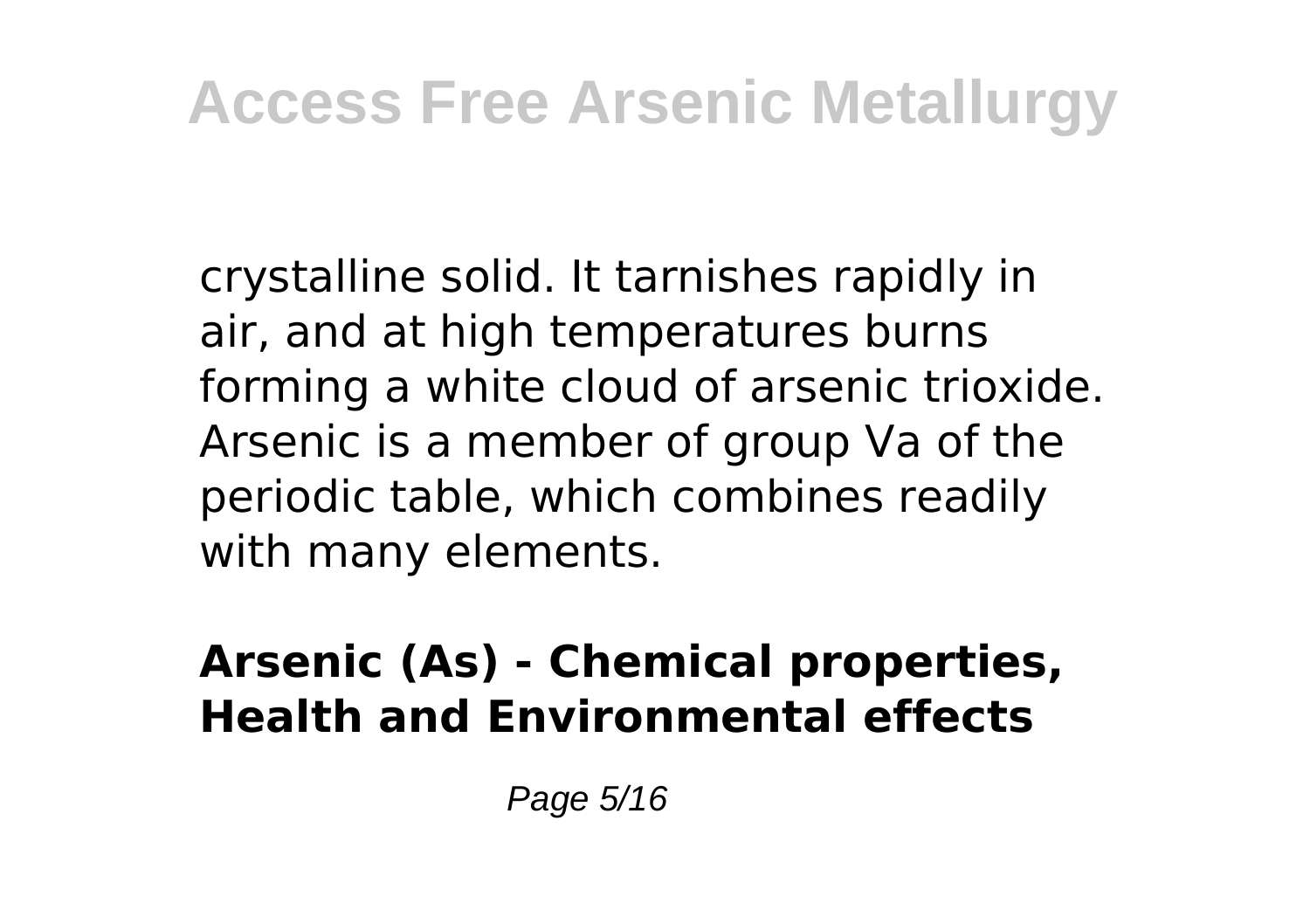crystalline solid. It tarnishes rapidly in air, and at high temperatures burns forming a white cloud of arsenic trioxide. Arsenic is a member of group Va of the periodic table, which combines readily with many elements.

**Arsenic (As) - Chemical properties, Health and Environmental effects**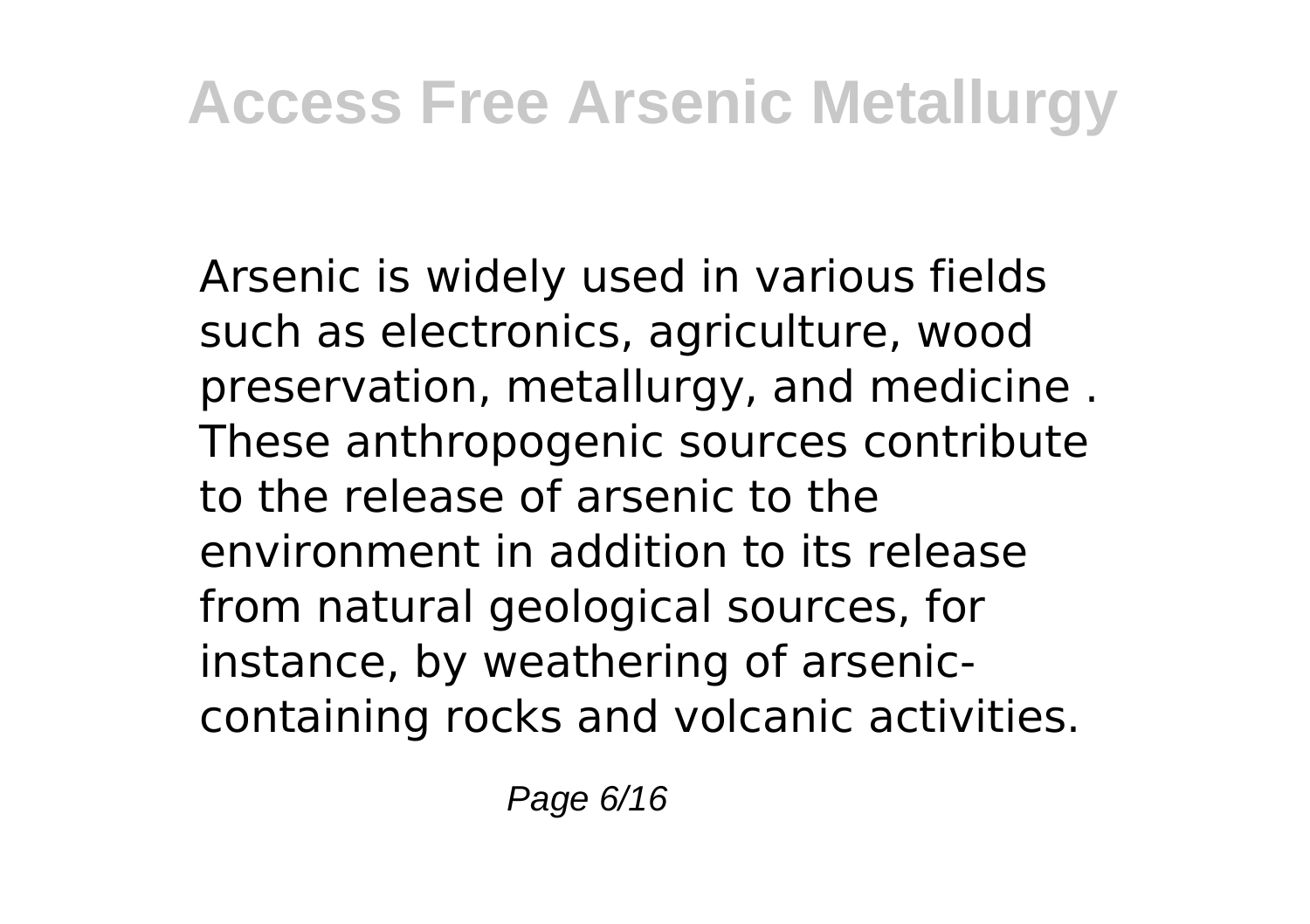Arsenic is widely used in various fields such as electronics, agriculture, wood preservation, metallurgy, and medicine . These anthropogenic sources contribute to the release of arsenic to the environment in addition to its release from natural geological sources, for instance, by weathering of arsenic-containing rocks and volcanic activities.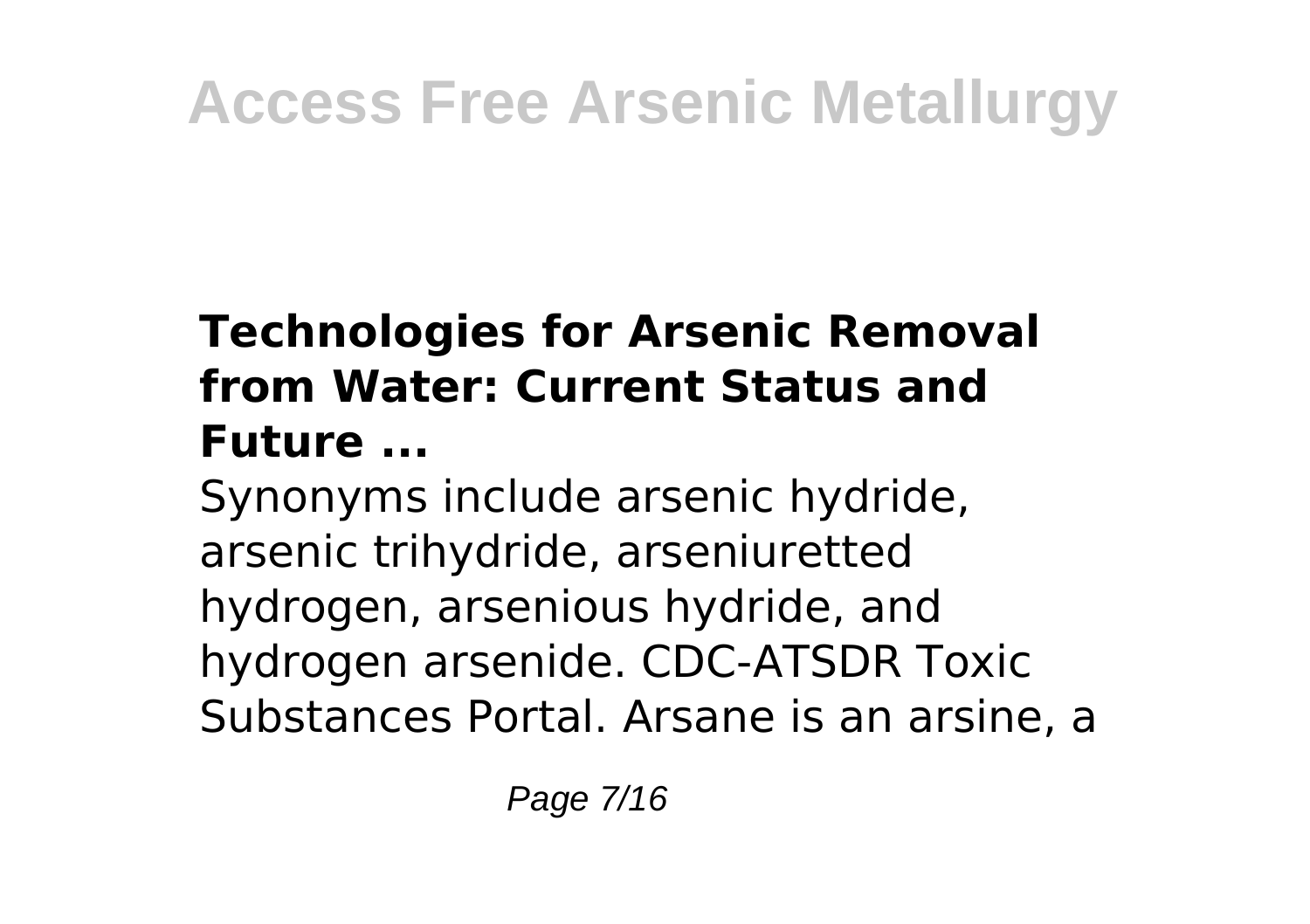### Technologies for Arsenic Removal from Water: Current Status and Future ...

Synonyms include arsenic hydride, arsenic trihydride, arseniuretted hydrogen, arsenious hydride, and hydrogen arsenide. CDC-ATSDR Toxic Substances Portal. Arsane is an arsine, a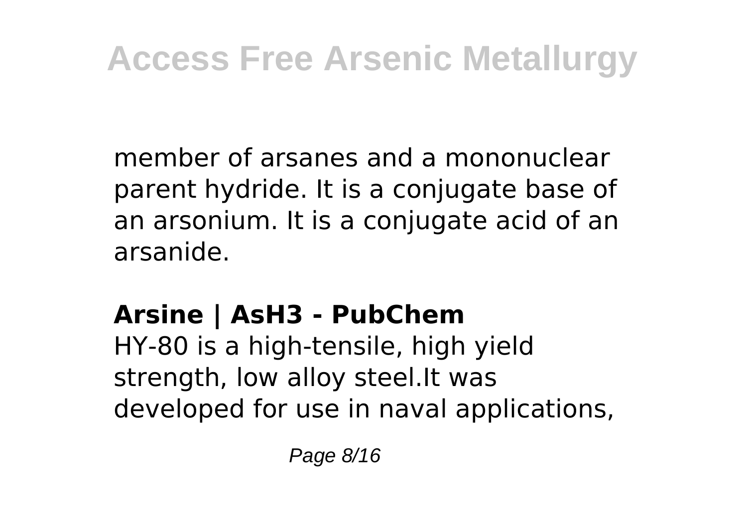member of arsanes and a mononuclear parent hydride. It is a conjugate base of an arsonium. It is a conjugate acid of an arsanide.

## Arsine | AsH3 - PubChem

HY-80 is a high-tensile, high yield strength, low alloy steel.It was developed for use in naval applications,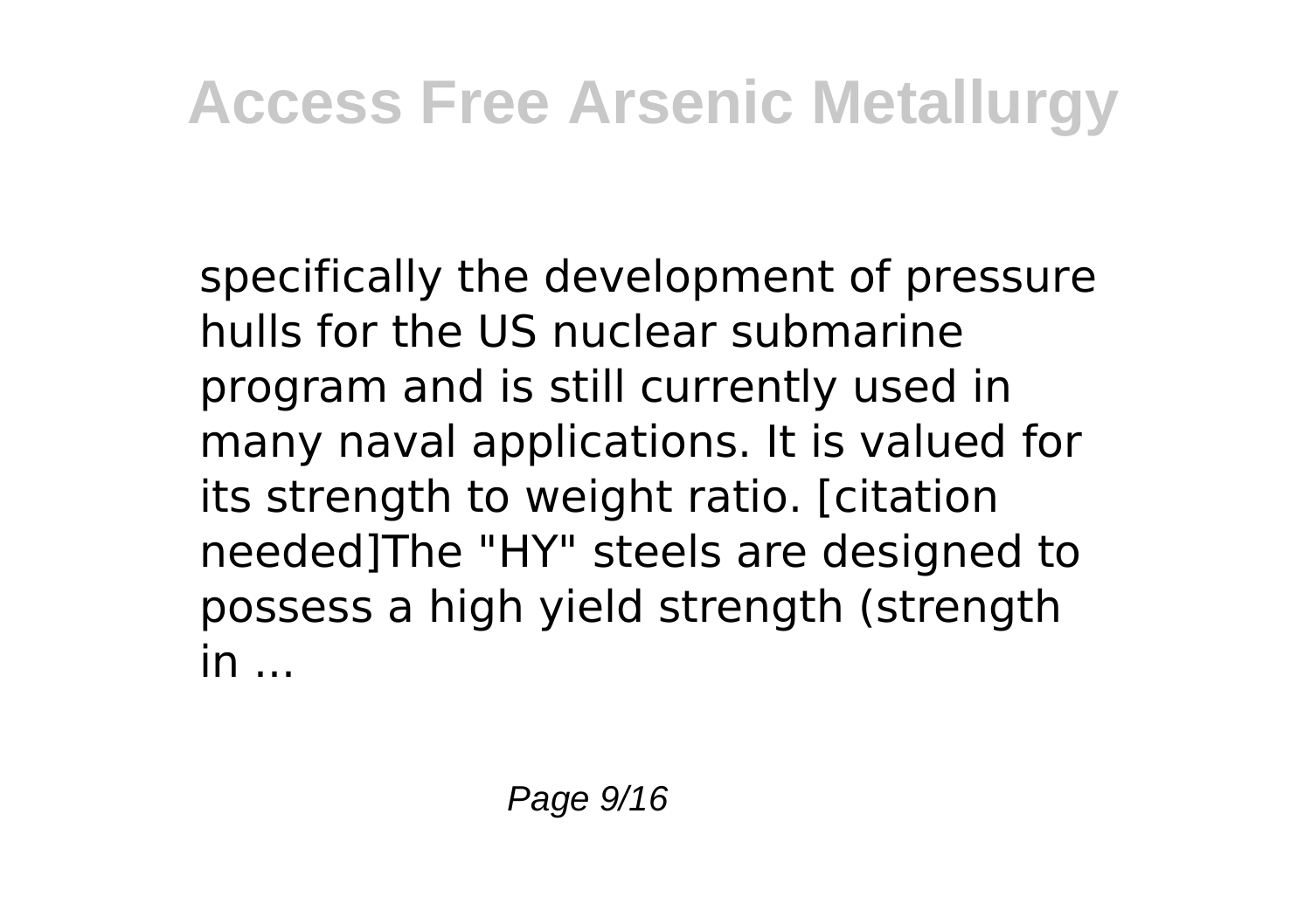specifically the development of pressure hulls for the US nuclear submarine program and is still currently used in many naval applications. It is valued for its strength to weight ratio. [citation needed]The "HY" steels are designed to possess a high yield strength (strength in ...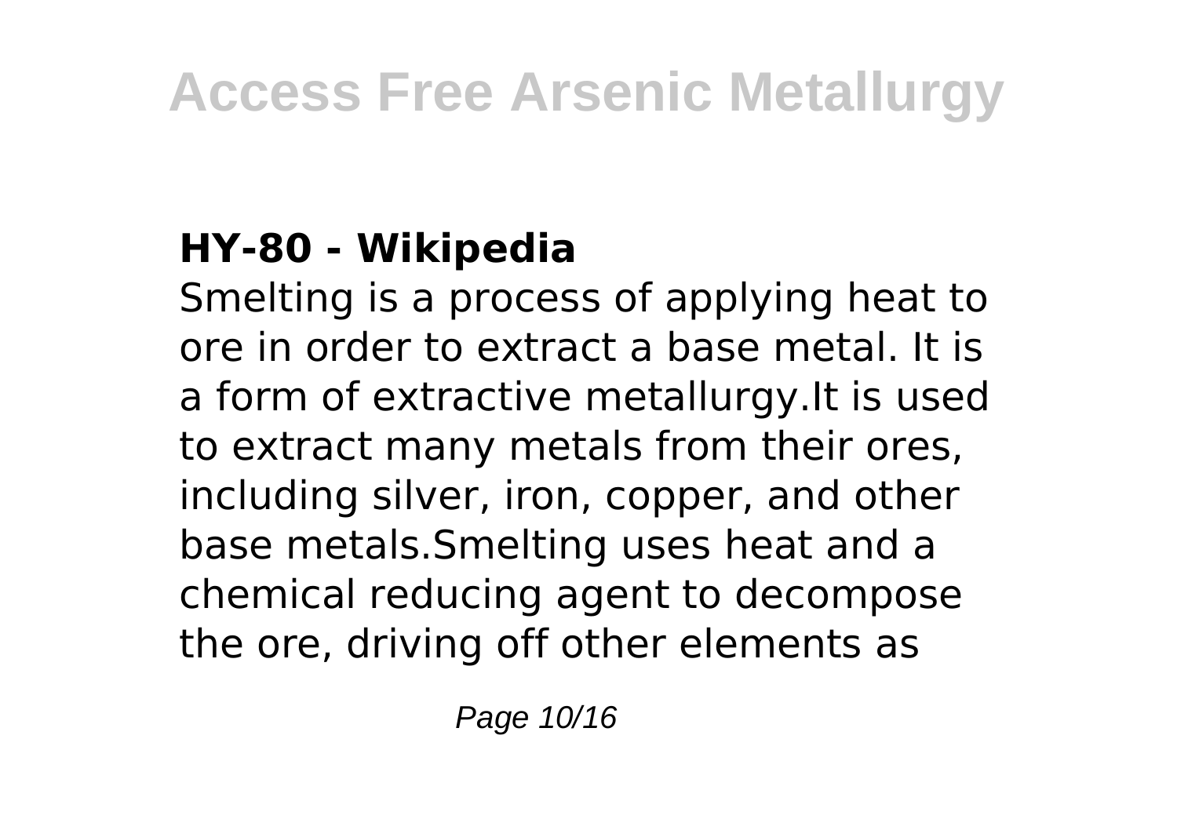### HY-80 - Wikipedia

Smelting is a process of applying heat to ore in order to extract a base metal. It is a form of extractive metallurgy.It is used to extract many metals from their ores, including silver, iron, copper, and other base metals.Smelting uses heat and a chemical reducing agent to decompose the ore, driving off other elements as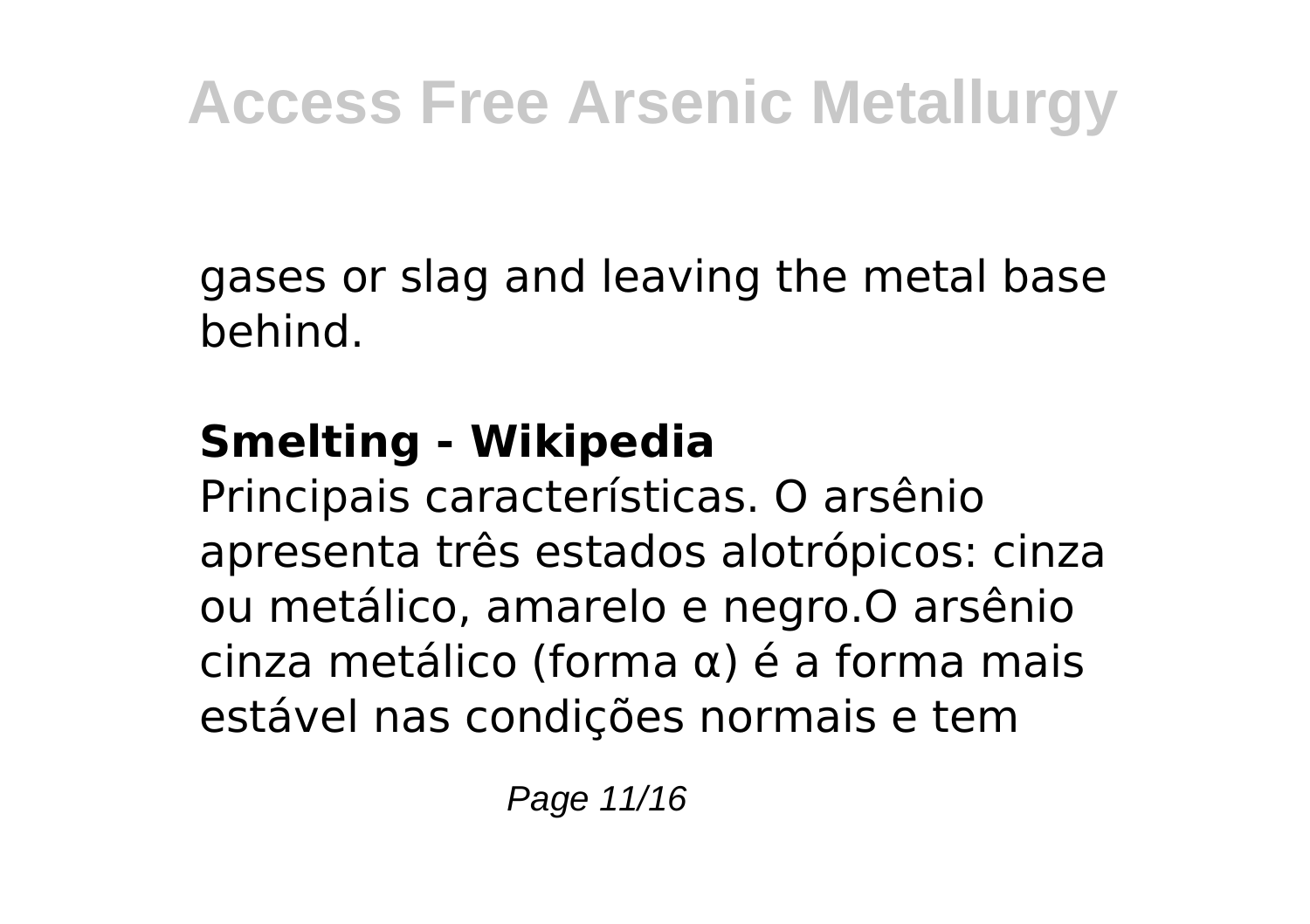gases or slag and leaving the metal base behind.

**Smelting - Wikipedia**

Principais características. O arsênio apresenta três estados alotrópicos: cinza ou metálico, amarelo e negro.O arsênio cinza metálico (forma α) é a forma mais estável nas condições normais e tem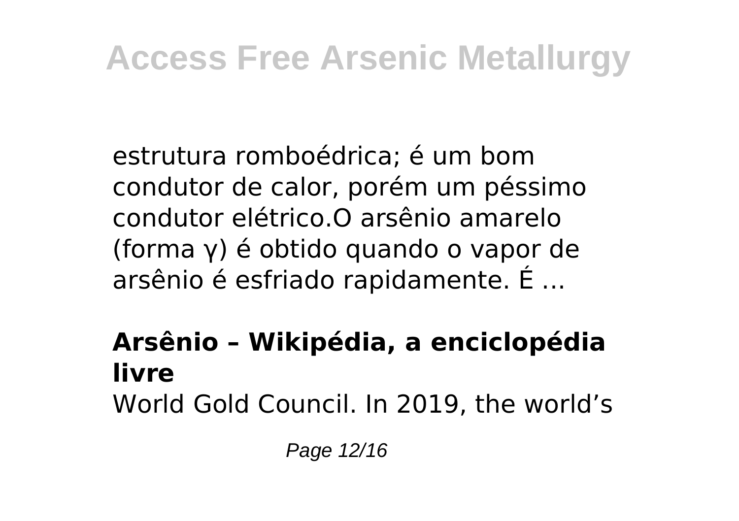estrutura romboédrica; é um bom condutor de calor, porém um péssimo condutor elétrico.O arsênio amarelo (forma γ) é obtido quando o vapor de arsênio é esfriado rapidamente. É ...

**Arsênio – Wikipédia, a enciclopédia livre**

World Gold Council. In 2019, the world's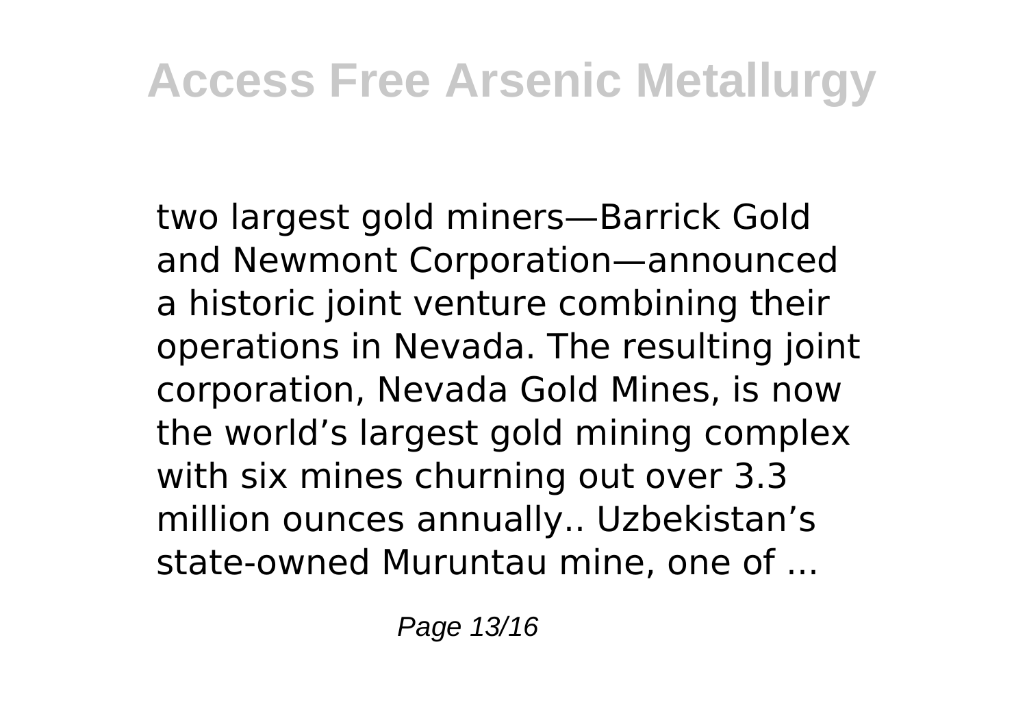two largest gold miners—Barrick Gold and Newmont Corporation—announced a historic joint venture combining their operations in Nevada. The resulting joint corporation, Nevada Gold Mines, is now the world's largest gold mining complex with six mines churning out over 3.3 million ounces annually.. Uzbekistan's state-owned Muruntau mine, one of ...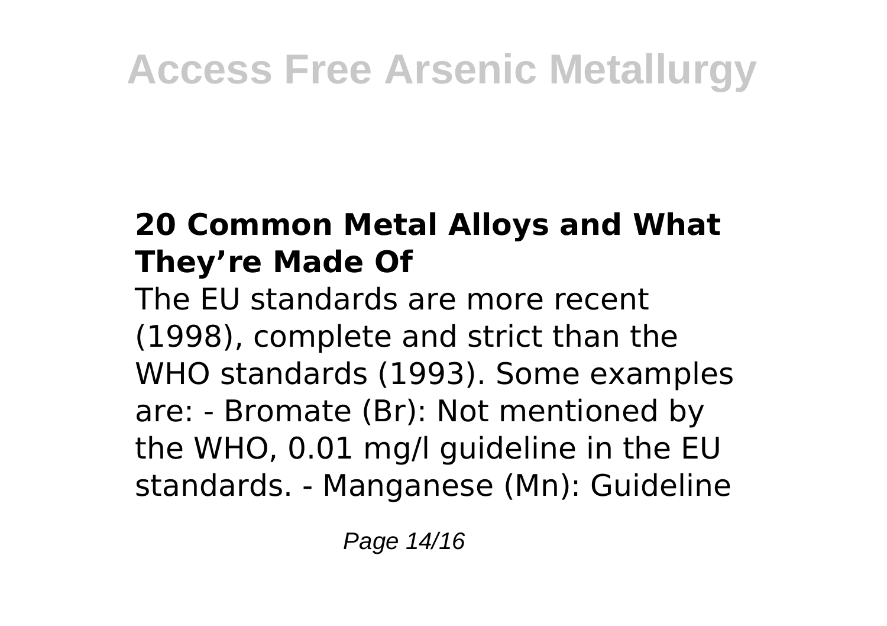## 20 Common Metal Alloys and What They're Made Of

The EU standards are more recent (1998), complete and strict than the WHO standards (1993). Some examples are: - Bromate (Br): Not mentioned by the WHO, 0.01 mg/l guideline in the EU standards. - Manganese (Mn): Guideline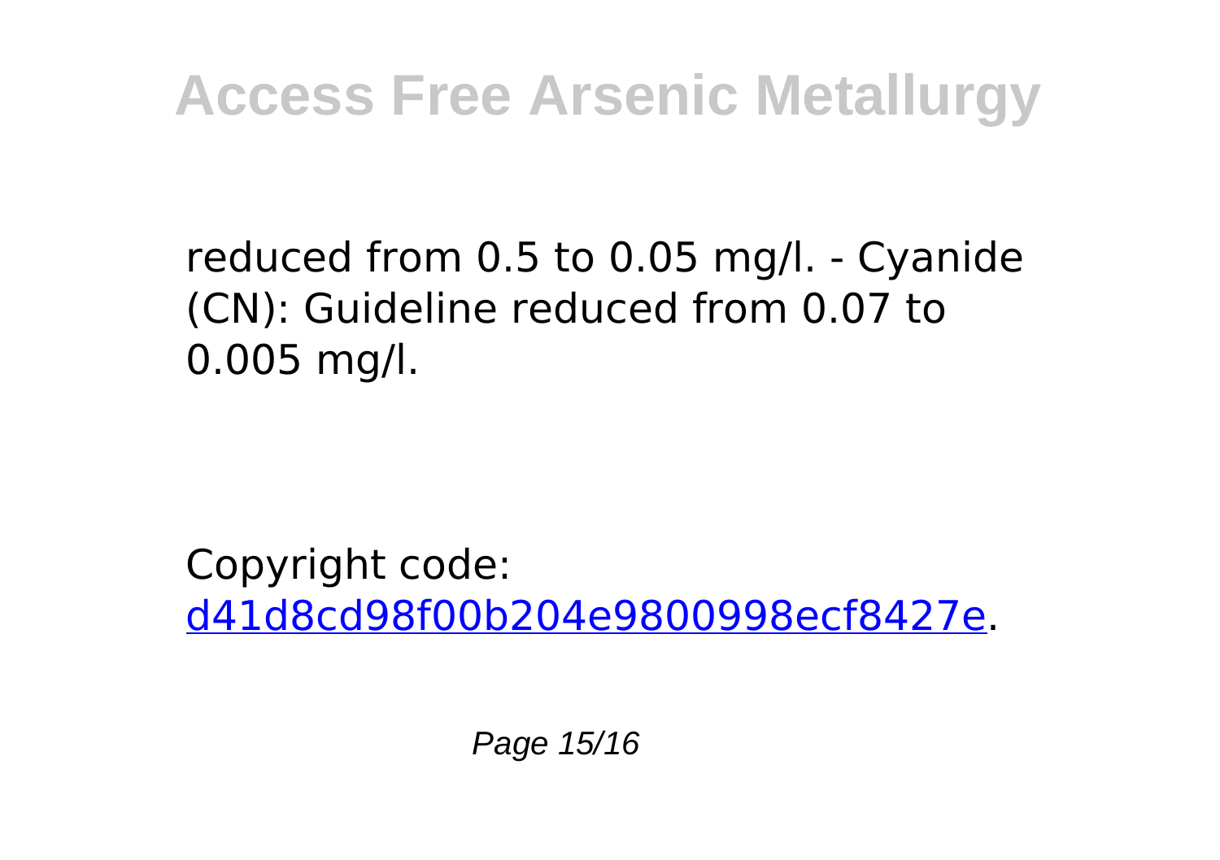reduced from 0.5 to 0.05 mg/l. - Cyanide (CN): Guideline reduced from 0.07 to 0.005 mg/l.

Copyright code: d41d8cd98f00b204e9800998ecf8427e.